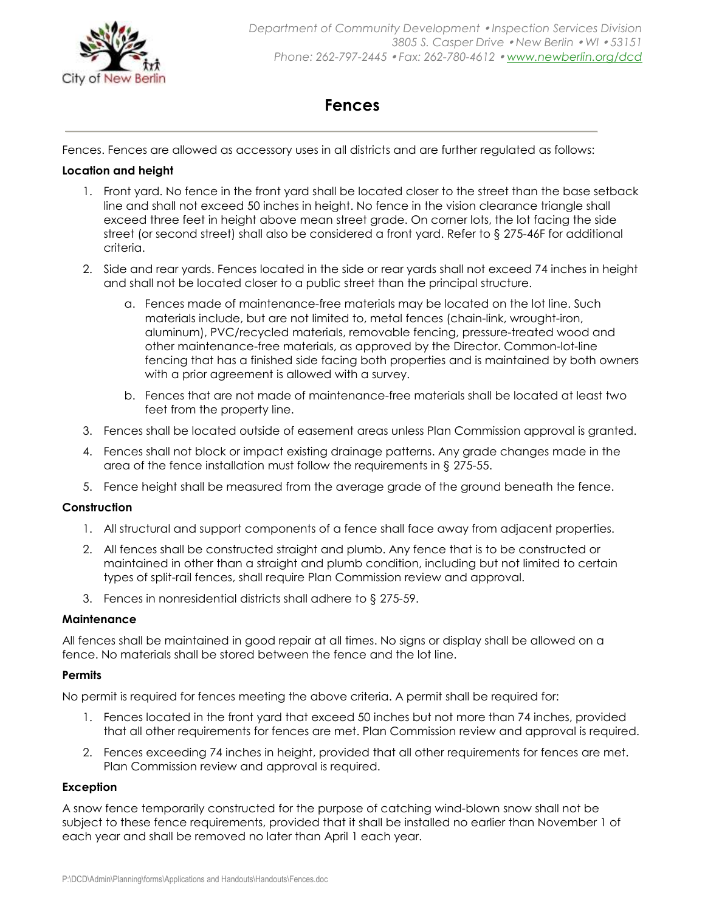City of New Berlin

*Department of Community Development • Inspection Services Division*
*3805 S. Casper Drive • New Berlin • WI • 53151*
*Phone: 262-797-2445 • Fax: 262-780-4612 • www.newberlin.org/dcd*

# Fences

Fences. Fences are allowed as accessory uses in all districts and are further regulated as follows:

**Location and height**

1. Front yard. No fence in the front yard shall be located closer to the street than the base setback line and shall not exceed 50 inches in height. No fence in the vision clearance triangle shall exceed three feet in height above mean street grade. On corner lots, the lot facing the side street (or second street) shall also be considered a front yard. Refer to § 275-46F for additional criteria.
2. Side and rear yards. Fences located in the side or rear yards shall not exceed 74 inches in height and shall not be located closer to a public street than the principal structure.
   a. Fences made of maintenance-free materials may be located on the lot line. Such materials include, but are not limited to, metal fences (chain-link, wrought-iron, aluminum), PVC/recycled materials, removable fencing, pressure-treated wood and other maintenance-free materials, as approved by the Director. Common-lot-line fencing that has a finished side facing both properties and is maintained by both owners with a prior agreement is allowed with a survey.
   b. Fences that are not made of maintenance-free materials shall be located at least two feet from the property line.
3. Fences shall be located outside of easement areas unless Plan Commission approval is granted.
4. Fences shall not block or impact existing drainage patterns. Any grade changes made in the area of the fence installation must follow the requirements in § 275-55.
5. Fence height shall be measured from the average grade of the ground beneath the fence.

**Construction**

1. All structural and support components of a fence shall face away from adjacent properties.
2. All fences shall be constructed straight and plumb. Any fence that is to be constructed or maintained in other than a straight and plumb condition, including but not limited to certain types of split-rail fences, shall require Plan Commission review and approval.
3. Fences in nonresidential districts shall adhere to § 275-59.

**Maintenance**

All fences shall be maintained in good repair at all times. No signs or display shall be allowed on a fence. No materials shall be stored between the fence and the lot line.

**Permits**

No permit is required for fences meeting the above criteria. A permit shall be required for:

1. Fences located in the front yard that exceed 50 inches but not more than 74 inches, provided that all other requirements for fences are met. Plan Commission review and approval is required.
2. Fences exceeding 74 inches in height, provided that all other requirements for fences are met. Plan Commission review and approval is required.

**Exception**

A snow fence temporarily constructed for the purpose of catching wind-blown snow shall not be subject to these fence requirements, provided that it shall be installed no earlier than November 1 of each year and shall be removed no later than April 1 each year.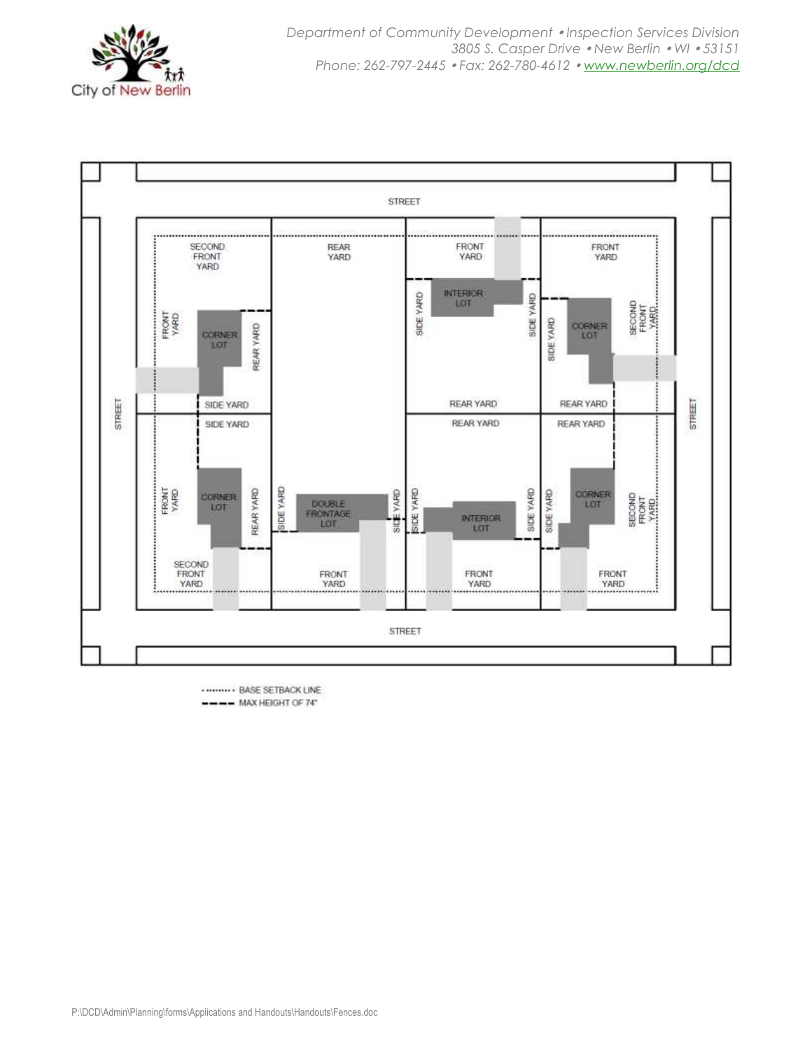STREET

SECOND FRONT YARD

REAR YARD

FRONT YARD

FRONT YARD

INTERIOR LOT

SIDE YARD

SIDE YARD

FRONT YARD

CORNER LOT

REAR YARD

SIDE YARD

CORNER LOT

SECOND FRONT YARD

SIDE YARD

REAR YARD

REAR YARD

STREET

STREET

SIDE YARD

REAR YARD

REAR YARD

FRONT YARD

CORNER LOT

REAR YARD

SIDE YARD

DOUBLE FRONTAGE LOT

SIDE YARD

SIDE YARD

INTERIOR LOT

SIDE YARD

SIDE YARD

CORNER LOT

SECOND FRONT YARD

SECOND FRONT YARD

FRONT YARD

FRONT YARD

FRONT YARD

STREET

BASE SETBACK LINE

MAX HEIGHT OF 74"